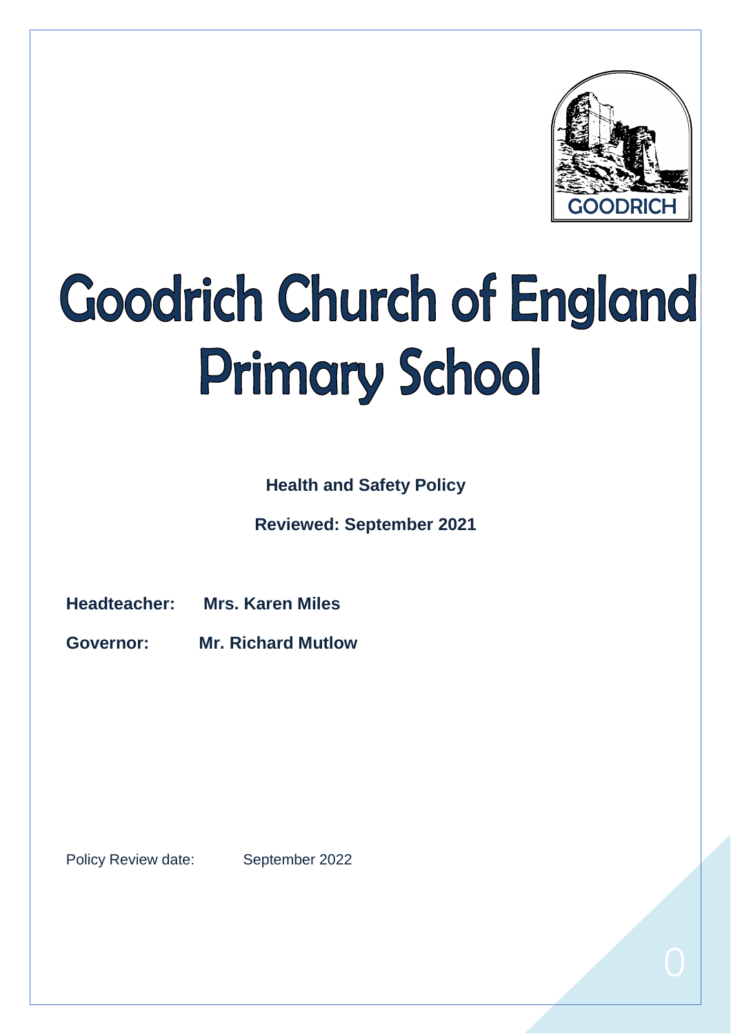GOODRICH

# Goodrich Church of England Primary School

**Health and Safety Policy**

**Reviewed: September 2021**

**Headteacher:** **Mrs. Karen Miles**

**Governor:** **Mr. Richard Mutlow**

Policy Review date: September 2022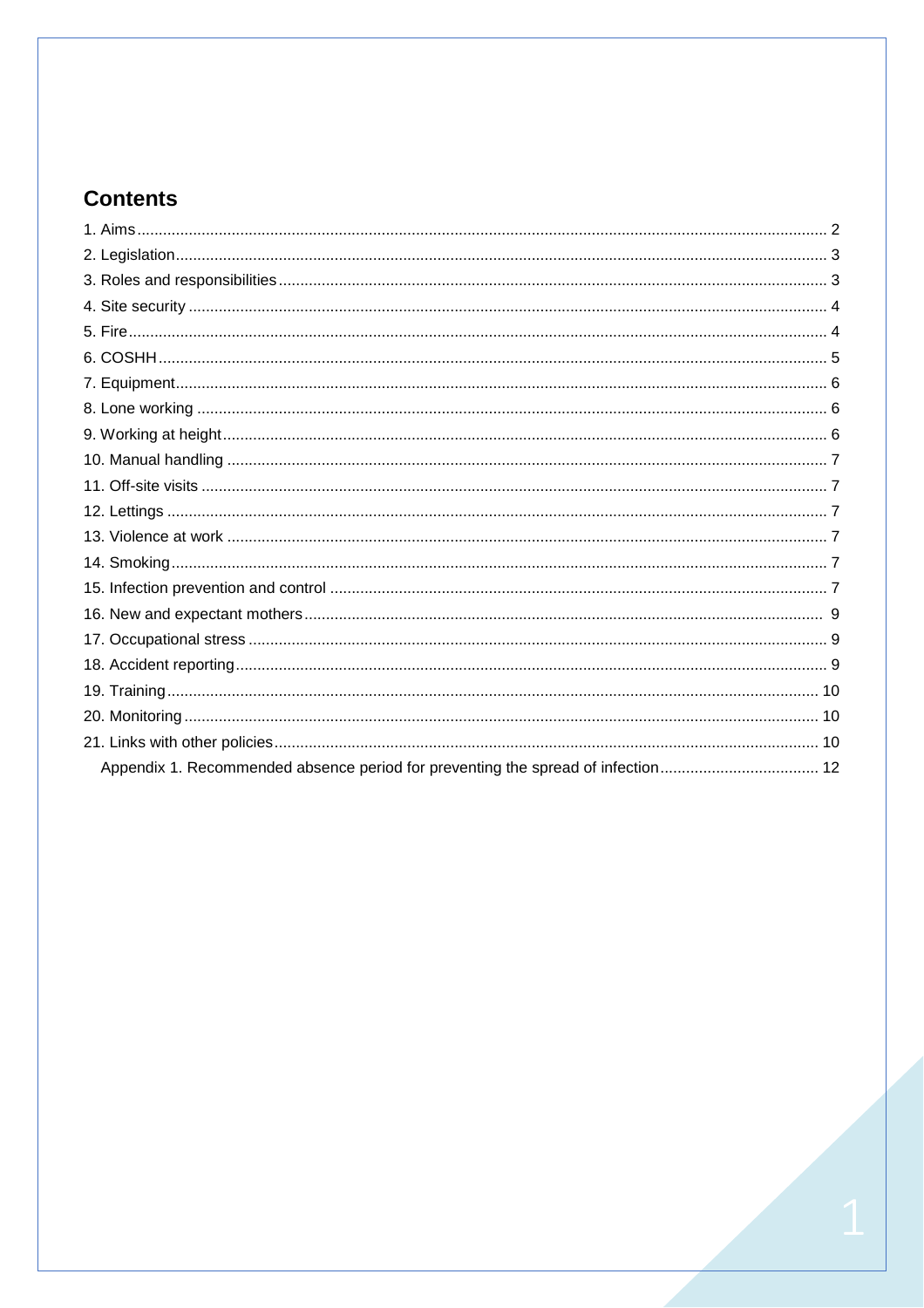## Contents

1. Aims ........ 2
2. Legislation ........ 3
3. Roles and responsibilities ........ 3
4. Site security ........ 4
5. Fire ........ 4
6. COSHH ........ 5
7. Equipment ........ 6
8. Lone working ........ 6
9. Working at height ........ 6
10. Manual handling ........ 7
11. Off-site visits ........ 7
12. Lettings ........ 7
13. Violence at work ........ 7
14. Smoking ........ 7
15. Infection prevention and control ........ 7
16. New and expectant mothers ........ 9
17. Occupational stress ........ 9
18. Accident reporting ........ 9
19. Training ........ 10
20. Monitoring ........ 10
21. Links with other policies ........ 10

Appendix 1. Recommended absence period for preventing the spread of infection ........ 12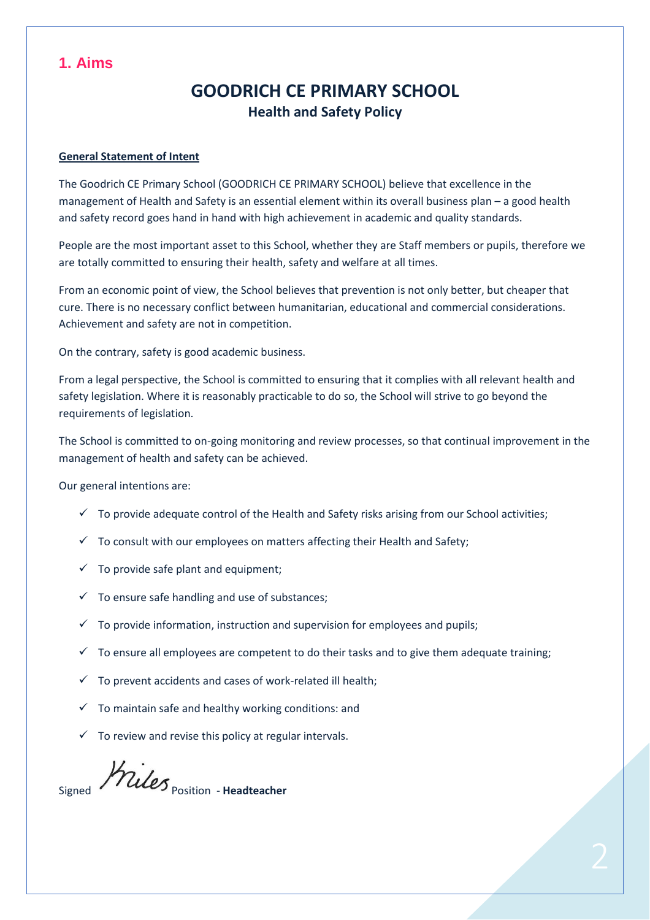## 1. Aims

# GOODRICH CE PRIMARY SCHOOL

## Health and Safety Policy

**General Statement of Intent**

The Goodrich CE Primary School (GOODRICH CE PRIMARY SCHOOL) believe that excellence in the management of Health and Safety is an essential element within its overall business plan – a good health and safety record goes hand in hand with high achievement in academic and quality standards.

People are the most important asset to this School, whether they are Staff members or pupils, therefore we are totally committed to ensuring their health, safety and welfare at all times.

From an economic point of view, the School believes that prevention is not only better, but cheaper that cure. There is no necessary conflict between humanitarian, educational and commercial considerations. Achievement and safety are not in competition.

On the contrary, safety is good academic business.

From a legal perspective, the School is committed to ensuring that it complies with all relevant health and safety legislation. Where it is reasonably practicable to do so, the School will strive to go beyond the requirements of legislation.

The School is committed to on-going monitoring and review processes, so that continual improvement in the management of health and safety can be achieved.

Our general intentions are:

- ✓ To provide adequate control of the Health and Safety risks arising from our School activities;
- ✓ To consult with our employees on matters affecting their Health and Safety;
- ✓ To provide safe plant and equipment;
- ✓ To ensure safe handling and use of substances;
- ✓ To provide information, instruction and supervision for employees and pupils;
- ✓ To ensure all employees are competent to do their tasks and to give them adequate training;
- ✓ To prevent accidents and cases of work-related ill health;
- ✓ To maintain safe and healthy working conditions: and
- ✓ To review and revise this policy at regular intervals.

Signed *Miles* Position - **Headteacher**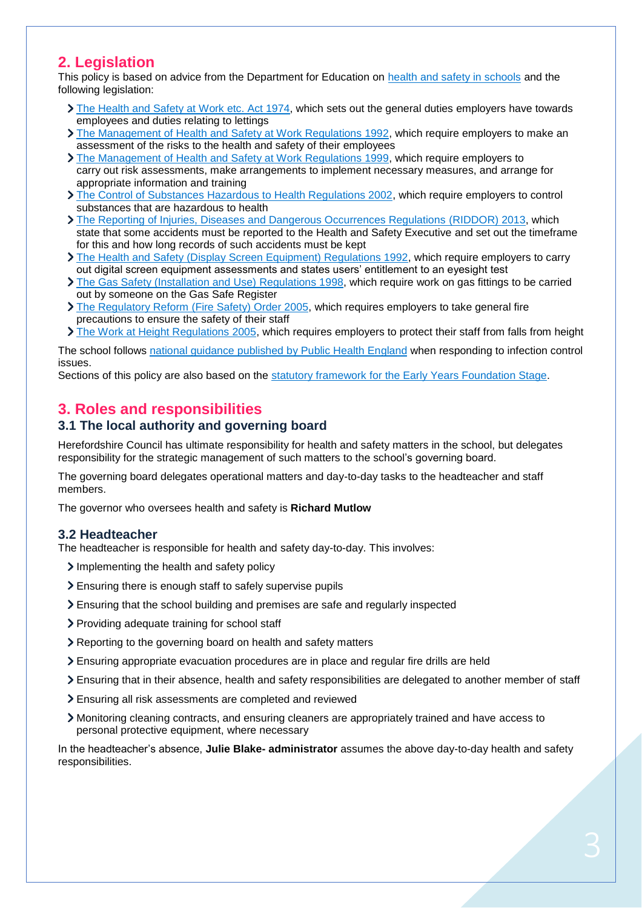## 2. Legislation

This policy is based on advice from the Department for Education on [health and safety in schools](#) and the following legislation:

- [The Health and Safety at Work etc. Act 1974](#), which sets out the general duties employers have towards employees and duties relating to lettings
- [The Management of Health and Safety at Work Regulations 1992](#), which require employers to make an assessment of the risks to the health and safety of their employees
- [The Management of Health and Safety at Work Regulations 1999](#), which require employers to carry out risk assessments, make arrangements to implement necessary measures, and arrange for appropriate information and training
- [The Control of Substances Hazardous to Health Regulations 2002](#), which require employers to control substances that are hazardous to health
- [The Reporting of Injuries, Diseases and Dangerous Occurrences Regulations (RIDDOR) 2013](#), which state that some accidents must be reported to the Health and Safety Executive and set out the timeframe for this and how long records of such accidents must be kept
- [The Health and Safety (Display Screen Equipment) Regulations 1992](#), which require employers to carry out digital screen equipment assessments and states users' entitlement to an eyesight test
- [The Gas Safety (Installation and Use) Regulations 1998](#), which require work on gas fittings to be carried out by someone on the Gas Safe Register
- [The Regulatory Reform (Fire Safety) Order 2005](#), which requires employers to take general fire precautions to ensure the safety of their staff
- [The Work at Height Regulations 2005](#), which requires employers to protect their staff from falls from height

The school follows [national guidance published by Public Health England](#) when responding to infection control issues.

Sections of this policy are also based on the [statutory framework for the Early Years Foundation Stage](#).

## 3. Roles and responsibilities

### 3.1 The local authority and governing board

Herefordshire Council has ultimate responsibility for health and safety matters in the school, but delegates responsibility for the strategic management of such matters to the school's governing board.

The governing board delegates operational matters and day-to-day tasks to the headteacher and staff members.

The governor who oversees health and safety is **Richard Mutlow**

### 3.2 Headteacher

The headteacher is responsible for health and safety day-to-day. This involves:

- Implementing the health and safety policy
- Ensuring there is enough staff to safely supervise pupils
- Ensuring that the school building and premises are safe and regularly inspected
- Providing adequate training for school staff
- Reporting to the governing board on health and safety matters
- Ensuring appropriate evacuation procedures are in place and regular fire drills are held
- Ensuring that in their absence, health and safety responsibilities are delegated to another member of staff
- Ensuring all risk assessments are completed and reviewed
- Monitoring cleaning contracts, and ensuring cleaners are appropriately trained and have access to personal protective equipment, where necessary

In the headteacher's absence, **Julie Blake- administrator** assumes the above day-to-day health and safety responsibilities.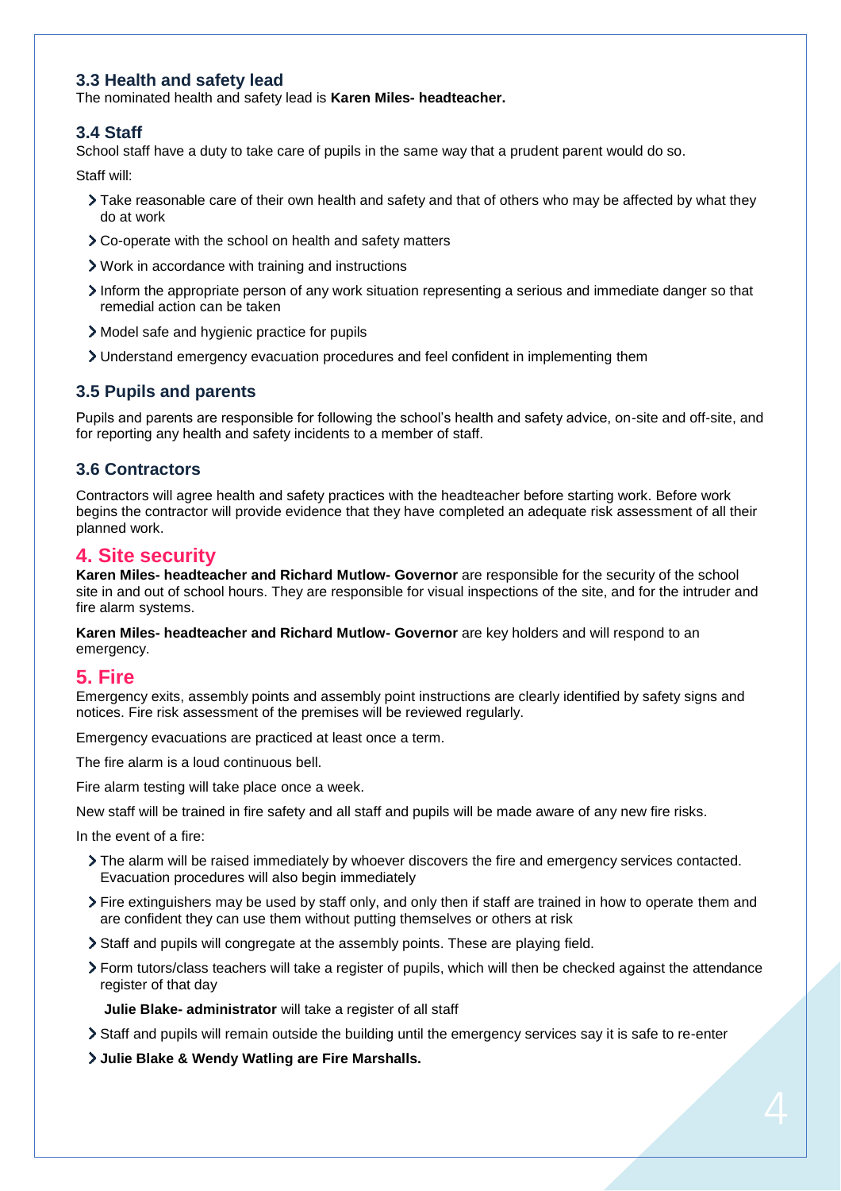### 3.3 Health and safety lead

The nominated health and safety lead is **Karen Miles- headteacher.**

### 3.4 Staff

School staff have a duty to take care of pupils in the same way that a prudent parent would do so.

Staff will:

- Take reasonable care of their own health and safety and that of others who may be affected by what they do at work
- Co-operate with the school on health and safety matters
- Work in accordance with training and instructions
- Inform the appropriate person of any work situation representing a serious and immediate danger so that remedial action can be taken
- Model safe and hygienic practice for pupils
- Understand emergency evacuation procedures and feel confident in implementing them

### 3.5 Pupils and parents

Pupils and parents are responsible for following the school's health and safety advice, on-site and off-site, and for reporting any health and safety incidents to a member of staff.

### 3.6 Contractors

Contractors will agree health and safety practices with the headteacher before starting work. Before work begins the contractor will provide evidence that they have completed an adequate risk assessment of all their planned work.

## 4. Site security

**Karen Miles- headteacher and Richard Mutlow- Governor** are responsible for the security of the school site in and out of school hours. They are responsible for visual inspections of the site, and for the intruder and fire alarm systems.

**Karen Miles- headteacher and Richard Mutlow- Governor** are key holders and will respond to an emergency.

## 5. Fire

Emergency exits, assembly points and assembly point instructions are clearly identified by safety signs and notices. Fire risk assessment of the premises will be reviewed regularly.

Emergency evacuations are practiced at least once a term.

The fire alarm is a loud continuous bell.

Fire alarm testing will take place once a week.

New staff will be trained in fire safety and all staff and pupils will be made aware of any new fire risks.

In the event of a fire:

- The alarm will be raised immediately by whoever discovers the fire and emergency services contacted. Evacuation procedures will also begin immediately
- Fire extinguishers may be used by staff only, and only then if staff are trained in how to operate them and are confident they can use them without putting themselves or others at risk
- Staff and pupils will congregate at the assembly points. These are playing field.
- Form tutors/class teachers will take a register of pupils, which will then be checked against the attendance register of that day

  **Julie Blake- administrator** will take a register of all staff
- Staff and pupils will remain outside the building until the emergency services say it is safe to re-enter
- **Julie Blake & Wendy Watling are Fire Marshalls.**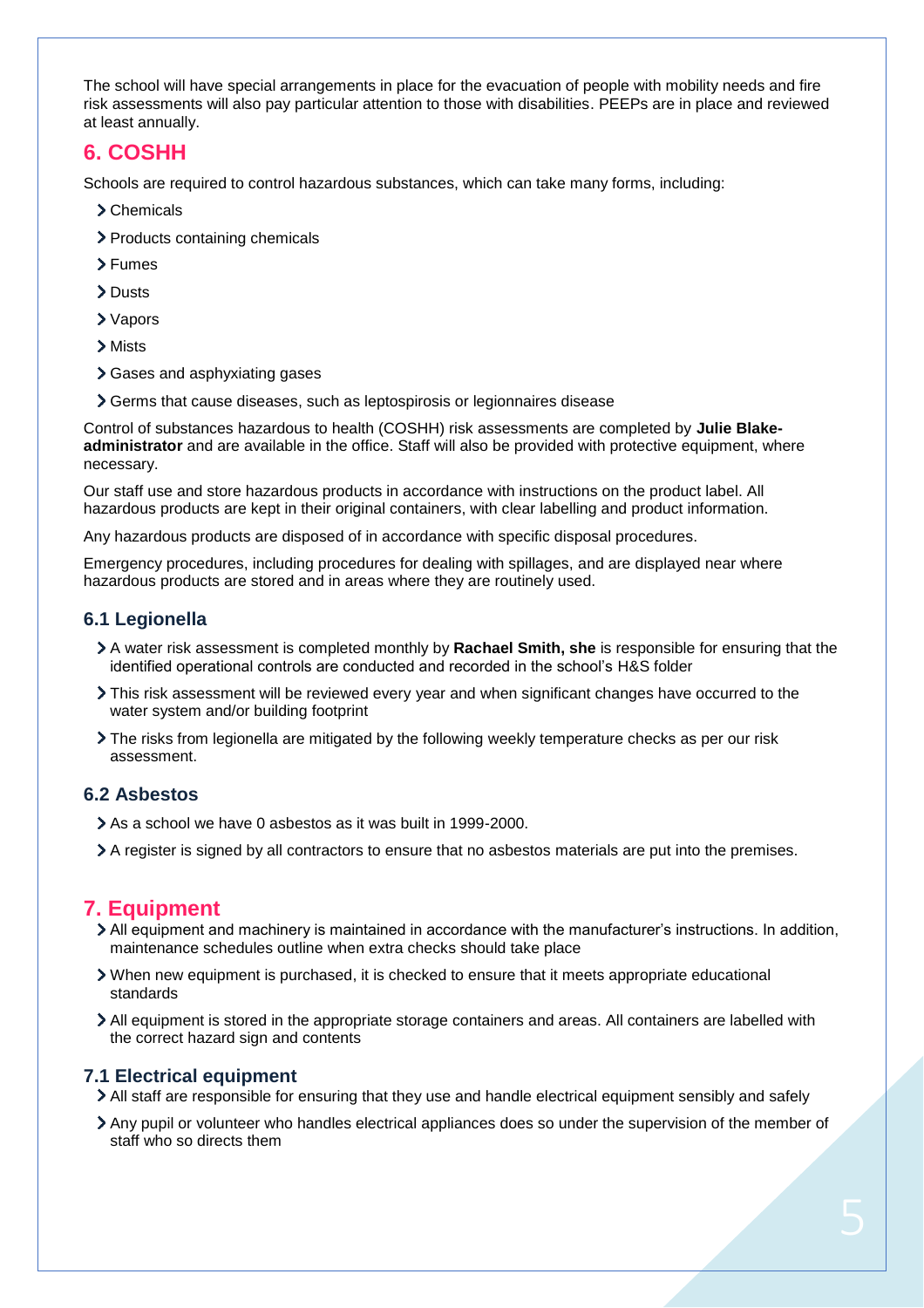The school will have special arrangements in place for the evacuation of people with mobility needs and fire risk assessments will also pay particular attention to those with disabilities. PEEPs are in place and reviewed at least annually.

## 6. COSHH

Schools are required to control hazardous substances, which can take many forms, including:

- Chemicals
- Products containing chemicals
- Fumes
- Dusts
- Vapors
- Mists
- Gases and asphyxiating gases
- Germs that cause diseases, such as leptospirosis or legionnaires disease

Control of substances hazardous to health (COSHH) risk assessments are completed by **Julie Blake-administrator** and are available in the office. Staff will also be provided with protective equipment, where necessary.

Our staff use and store hazardous products in accordance with instructions on the product label. All hazardous products are kept in their original containers, with clear labelling and product information.

Any hazardous products are disposed of in accordance with specific disposal procedures.

Emergency procedures, including procedures for dealing with spillages, and are displayed near where hazardous products are stored and in areas where they are routinely used.

### 6.1 Legionella

- A water risk assessment is completed monthly by **Rachael Smith, she** is responsible for ensuring that the identified operational controls are conducted and recorded in the school's H&S folder
- This risk assessment will be reviewed every year and when significant changes have occurred to the water system and/or building footprint
- The risks from legionella are mitigated by the following weekly temperature checks as per our risk assessment.

### 6.2 Asbestos

- As a school we have 0 asbestos as it was built in 1999-2000.
- A register is signed by all contractors to ensure that no asbestos materials are put into the premises.

## 7. Equipment

- All equipment and machinery is maintained in accordance with the manufacturer's instructions. In addition, maintenance schedules outline when extra checks should take place
- When new equipment is purchased, it is checked to ensure that it meets appropriate educational standards
- All equipment is stored in the appropriate storage containers and areas. All containers are labelled with the correct hazard sign and contents

### 7.1 Electrical equipment

- All staff are responsible for ensuring that they use and handle electrical equipment sensibly and safely
- Any pupil or volunteer who handles electrical appliances does so under the supervision of the member of staff who so directs them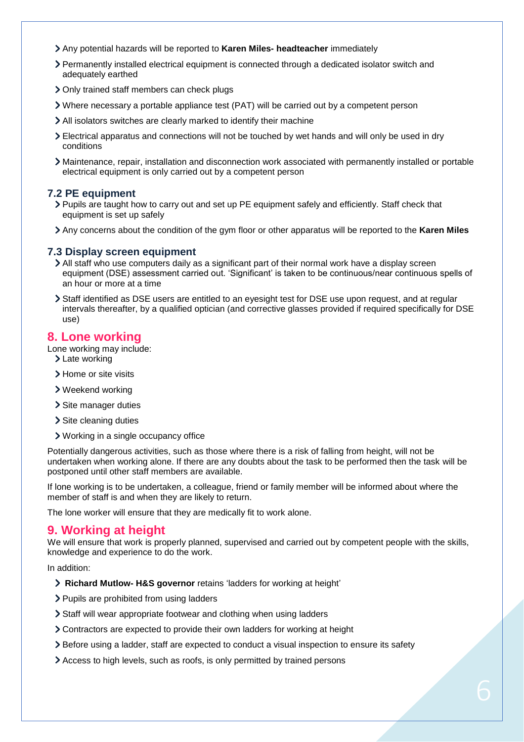- Any potential hazards will be reported to **Karen Miles- headteacher** immediately
- Permanently installed electrical equipment is connected through a dedicated isolator switch and adequately earthed
- Only trained staff members can check plugs
- Where necessary a portable appliance test (PAT) will be carried out by a competent person
- All isolators switches are clearly marked to identify their machine
- Electrical apparatus and connections will not be touched by wet hands and will only be used in dry conditions
- Maintenance, repair, installation and disconnection work associated with permanently installed or portable electrical equipment is only carried out by a competent person

### 7.2 PE equipment

- Pupils are taught how to carry out and set up PE equipment safely and efficiently. Staff check that equipment is set up safely
- Any concerns about the condition of the gym floor or other apparatus will be reported to the **Karen Miles**

### 7.3 Display screen equipment

- All staff who use computers daily as a significant part of their normal work have a display screen equipment (DSE) assessment carried out. 'Significant' is taken to be continuous/near continuous spells of an hour or more at a time
- Staff identified as DSE users are entitled to an eyesight test for DSE use upon request, and at regular intervals thereafter, by a qualified optician (and corrective glasses provided if required specifically for DSE use)

## 8. Lone working

Lone working may include:

- Late working
- Home or site visits
- Weekend working
- Site manager duties
- Site cleaning duties
- Working in a single occupancy office

Potentially dangerous activities, such as those where there is a risk of falling from height, will not be undertaken when working alone. If there are any doubts about the task to be performed then the task will be postponed until other staff members are available.

If lone working is to be undertaken, a colleague, friend or family member will be informed about where the member of staff is and when they are likely to return.

The lone worker will ensure that they are medically fit to work alone.

## 9. Working at height

We will ensure that work is properly planned, supervised and carried out by competent people with the skills, knowledge and experience to do the work.

In addition:

- **Richard Mutlow- H&S governor** retains 'ladders for working at height'
- Pupils are prohibited from using ladders
- Staff will wear appropriate footwear and clothing when using ladders
- Contractors are expected to provide their own ladders for working at height
- Before using a ladder, staff are expected to conduct a visual inspection to ensure its safety
- Access to high levels, such as roofs, is only permitted by trained persons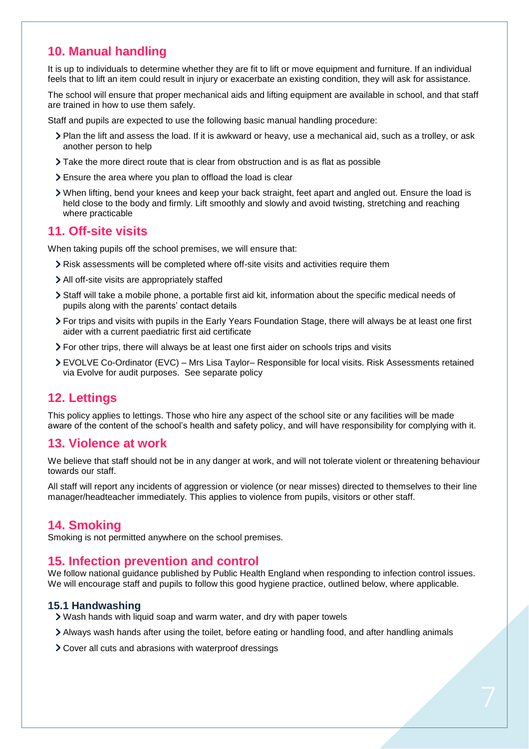## 10. Manual handling

It is up to individuals to determine whether they are fit to lift or move equipment and furniture. If an individual feels that to lift an item could result in injury or exacerbate an existing condition, they will ask for assistance.

The school will ensure that proper mechanical aids and lifting equipment are available in school, and that staff are trained in how to use them safely.

Staff and pupils are expected to use the following basic manual handling procedure:

- Plan the lift and assess the load. If it is awkward or heavy, use a mechanical aid, such as a trolley, or ask another person to help
- Take the more direct route that is clear from obstruction and is as flat as possible
- Ensure the area where you plan to offload the load is clear
- When lifting, bend your knees and keep your back straight, feet apart and angled out. Ensure the load is held close to the body and firmly. Lift smoothly and slowly and avoid twisting, stretching and reaching where practicable

## 11. Off-site visits

When taking pupils off the school premises, we will ensure that:

- Risk assessments will be completed where off-site visits and activities require them
- All off-site visits are appropriately staffed
- Staff will take a mobile phone, a portable first aid kit, information about the specific medical needs of pupils along with the parents' contact details
- For trips and visits with pupils in the Early Years Foundation Stage, there will always be at least one first aider with a current paediatric first aid certificate
- For other trips, there will always be at least one first aider on schools trips and visits
- EVOLVE Co-Ordinator (EVC) – Mrs Lisa Taylor– Responsible for local visits. Risk Assessments retained via Evolve for audit purposes. See separate policy

## 12. Lettings

This policy applies to lettings. Those who hire any aspect of the school site or any facilities will be made aware of the content of the school's health and safety policy, and will have responsibility for complying with it.

## 13. Violence at work

We believe that staff should not be in any danger at work, and will not tolerate violent or threatening behaviour towards our staff.

All staff will report any incidents of aggression or violence (or near misses) directed to themselves to their line manager/headteacher immediately. This applies to violence from pupils, visitors or other staff.

## 14. Smoking

Smoking is not permitted anywhere on the school premises.

## 15. Infection prevention and control

We follow national guidance published by Public Health England when responding to infection control issues. We will encourage staff and pupils to follow this good hygiene practice, outlined below, where applicable.

### 15.1 Handwashing

- Wash hands with liquid soap and warm water, and dry with paper towels
- Always wash hands after using the toilet, before eating or handling food, and after handling animals
- Cover all cuts and abrasions with waterproof dressings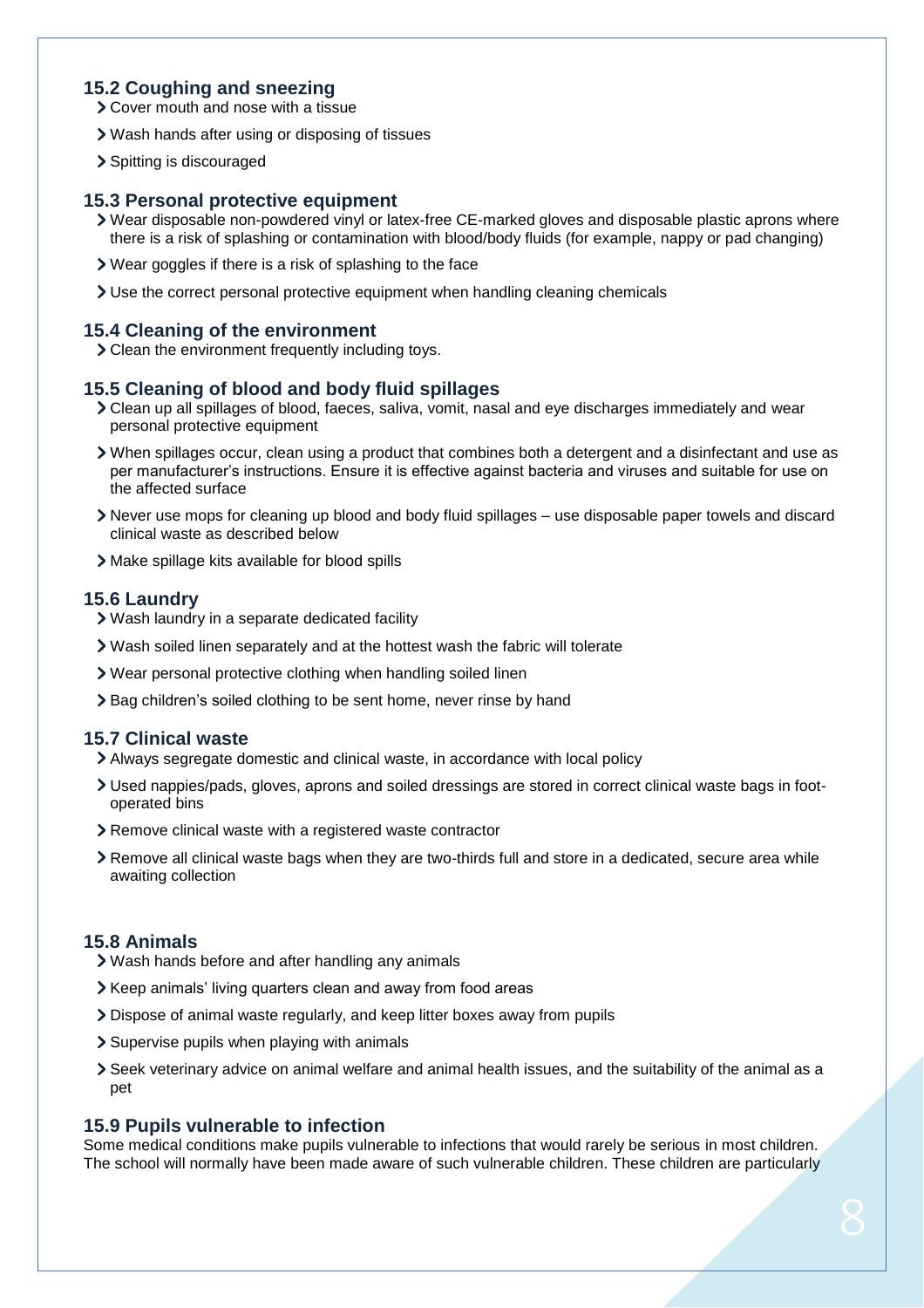### 15.2 Coughing and sneezing

- Cover mouth and nose with a tissue
- Wash hands after using or disposing of tissues
- Spitting is discouraged

### 15.3 Personal protective equipment

- Wear disposable non-powdered vinyl or latex-free CE-marked gloves and disposable plastic aprons where there is a risk of splashing or contamination with blood/body fluids (for example, nappy or pad changing)
- Wear goggles if there is a risk of splashing to the face
- Use the correct personal protective equipment when handling cleaning chemicals

### 15.4 Cleaning of the environment

- Clean the environment frequently including toys.

### 15.5 Cleaning of blood and body fluid spillages

- Clean up all spillages of blood, faeces, saliva, vomit, nasal and eye discharges immediately and wear personal protective equipment
- When spillages occur, clean using a product that combines both a detergent and a disinfectant and use as per manufacturer's instructions. Ensure it is effective against bacteria and viruses and suitable for use on the affected surface
- Never use mops for cleaning up blood and body fluid spillages – use disposable paper towels and discard clinical waste as described below
- Make spillage kits available for blood spills

### 15.6 Laundry

- Wash laundry in a separate dedicated facility
- Wash soiled linen separately and at the hottest wash the fabric will tolerate
- Wear personal protective clothing when handling soiled linen
- Bag children's soiled clothing to be sent home, never rinse by hand

### 15.7 Clinical waste

- Always segregate domestic and clinical waste, in accordance with local policy
- Used nappies/pads, gloves, aprons and soiled dressings are stored in correct clinical waste bags in foot-operated bins
- Remove clinical waste with a registered waste contractor
- Remove all clinical waste bags when they are two-thirds full and store in a dedicated, secure area while awaiting collection

### 15.8 Animals

- Wash hands before and after handling any animals
- Keep animals' living quarters clean and away from food areas
- Dispose of animal waste regularly, and keep litter boxes away from pupils
- Supervise pupils when playing with animals
- Seek veterinary advice on animal welfare and animal health issues, and the suitability of the animal as a pet

### 15.9 Pupils vulnerable to infection

Some medical conditions make pupils vulnerable to infections that would rarely be serious in most children. The school will normally have been made aware of such vulnerable children. These children are particularly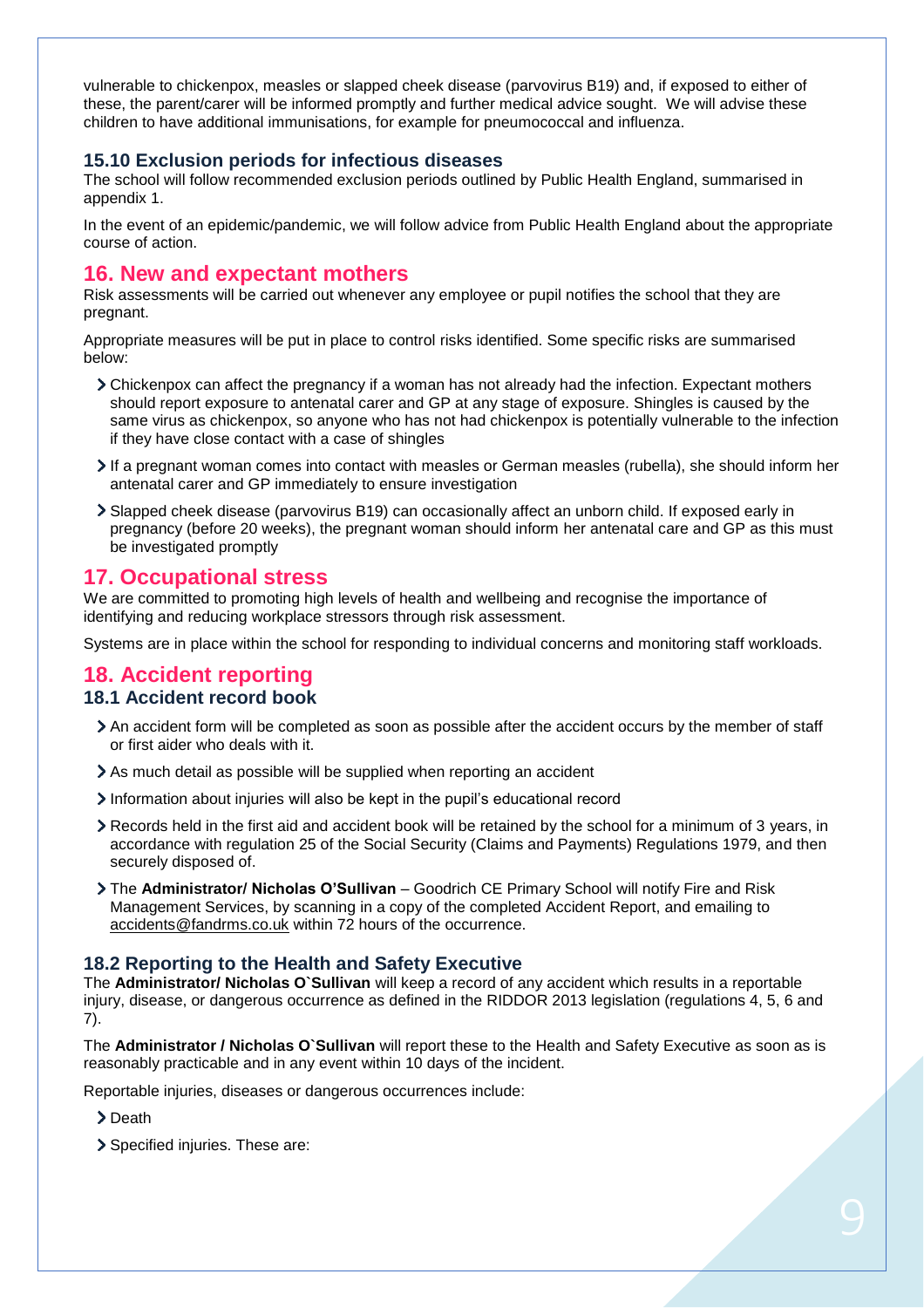vulnerable to chickenpox, measles or slapped cheek disease (parvovirus B19) and, if exposed to either of these, the parent/carer will be informed promptly and further medical advice sought. We will advise these children to have additional immunisations, for example for pneumococcal and influenza.

### 15.10 Exclusion periods for infectious diseases

The school will follow recommended exclusion periods outlined by Public Health England, summarised in appendix 1.

In the event of an epidemic/pandemic, we will follow advice from Public Health England about the appropriate course of action.

## 16. New and expectant mothers

Risk assessments will be carried out whenever any employee or pupil notifies the school that they are pregnant.

Appropriate measures will be put in place to control risks identified. Some specific risks are summarised below:

- Chickenpox can affect the pregnancy if a woman has not already had the infection. Expectant mothers should report exposure to antenatal carer and GP at any stage of exposure. Shingles is caused by the same virus as chickenpox, so anyone who has not had chickenpox is potentially vulnerable to the infection if they have close contact with a case of shingles
- If a pregnant woman comes into contact with measles or German measles (rubella), she should inform her antenatal carer and GP immediately to ensure investigation
- Slapped cheek disease (parvovirus B19) can occasionally affect an unborn child. If exposed early in pregnancy (before 20 weeks), the pregnant woman should inform her antenatal care and GP as this must be investigated promptly

## 17. Occupational stress

We are committed to promoting high levels of health and wellbeing and recognise the importance of identifying and reducing workplace stressors through risk assessment.

Systems are in place within the school for responding to individual concerns and monitoring staff workloads.

## 18. Accident reporting

### 18.1 Accident record book

- An accident form will be completed as soon as possible after the accident occurs by the member of staff or first aider who deals with it.
- As much detail as possible will be supplied when reporting an accident
- Information about injuries will also be kept in the pupil's educational record
- Records held in the first aid and accident book will be retained by the school for a minimum of 3 years, in accordance with regulation 25 of the Social Security (Claims and Payments) Regulations 1979, and then securely disposed of.
- The **Administrator/ Nicholas O'Sullivan** – Goodrich CE Primary School will notify Fire and Risk Management Services, by scanning in a copy of the completed Accident Report, and emailing to accidents@fandrms.co.uk within 72 hours of the occurrence.

### 18.2 Reporting to the Health and Safety Executive

The **Administrator/ Nicholas O`Sullivan** will keep a record of any accident which results in a reportable injury, disease, or dangerous occurrence as defined in the RIDDOR 2013 legislation (regulations 4, 5, 6 and 7).

The **Administrator / Nicholas O`Sullivan** will report these to the Health and Safety Executive as soon as is reasonably practicable and in any event within 10 days of the incident.

Reportable injuries, diseases or dangerous occurrences include:

- Death
- Specified injuries. These are: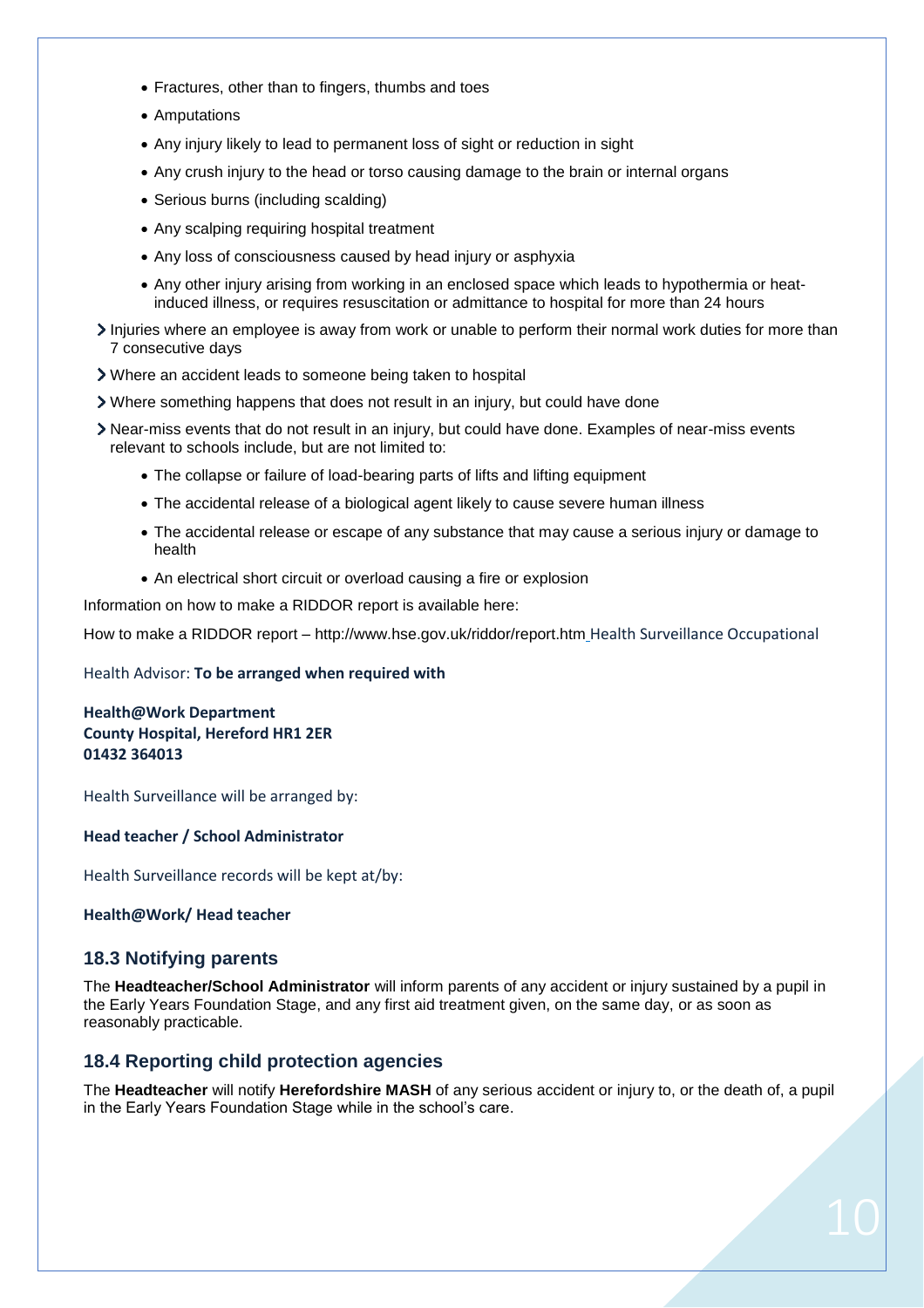- Fractures, other than to fingers, thumbs and toes
  - Amputations
  - Any injury likely to lead to permanent loss of sight or reduction in sight
  - Any crush injury to the head or torso causing damage to the brain or internal organs
  - Serious burns (including scalding)
  - Any scalping requiring hospital treatment
  - Any loss of consciousness caused by head injury or asphyxia
  - Any other injury arising from working in an enclosed space which leads to hypothermia or heat-induced illness, or requires resuscitation or admittance to hospital for more than 24 hours
- Injuries where an employee is away from work or unable to perform their normal work duties for more than 7 consecutive days
- Where an accident leads to someone being taken to hospital
- Where something happens that does not result in an injury, but could have done
- Near-miss events that do not result in an injury, but could have done. Examples of near-miss events relevant to schools include, but are not limited to:
  - The collapse or failure of load-bearing parts of lifts and lifting equipment
  - The accidental release of a biological agent likely to cause severe human illness
  - The accidental release or escape of any substance that may cause a serious injury or damage to health
  - An electrical short circuit or overload causing a fire or explosion

Information on how to make a RIDDOR report is available here:

How to make a RIDDOR report – http://www.hse.gov.uk/riddor/report.htm Health Surveillance Occupational

Health Advisor: **To be arranged when required with**

**Health@Work Department**
**County Hospital, Hereford HR1 2ER**
**01432 364013**

Health Surveillance will be arranged by:

**Head teacher / School Administrator**

Health Surveillance records will be kept at/by:

**Health@Work/ Head teacher**

### 18.3 Notifying parents

The **Headteacher/School Administrator** will inform parents of any accident or injury sustained by a pupil in the Early Years Foundation Stage, and any first aid treatment given, on the same day, or as soon as reasonably practicable.

### 18.4 Reporting child protection agencies

The **Headteacher** will notify **Herefordshire MASH** of any serious accident or injury to, or the death of, a pupil in the Early Years Foundation Stage while in the school's care.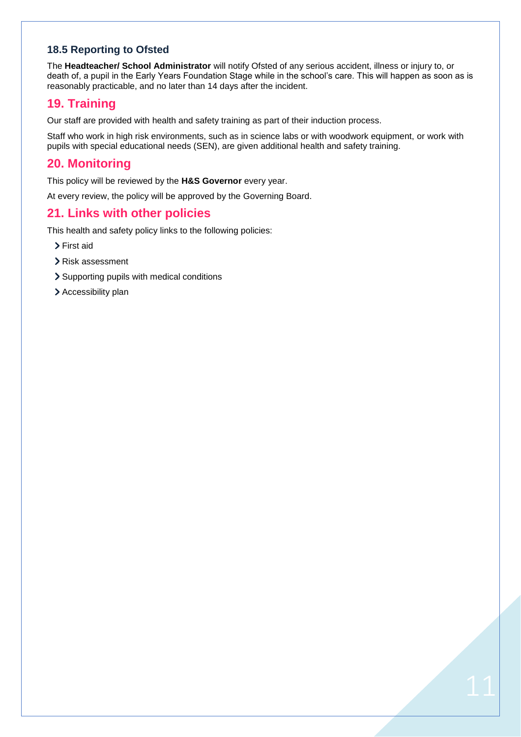### 18.5 Reporting to Ofsted

The **Headteacher/ School Administrator** will notify Ofsted of any serious accident, illness or injury to, or death of, a pupil in the Early Years Foundation Stage while in the school's care. This will happen as soon as is reasonably practicable, and no later than 14 days after the incident.

## 19. Training

Our staff are provided with health and safety training as part of their induction process.

Staff who work in high risk environments, such as in science labs or with woodwork equipment, or work with pupils with special educational needs (SEN), are given additional health and safety training.

## 20. Monitoring

This policy will be reviewed by the **H&S Governor** every year.

At every review, the policy will be approved by the Governing Board.

## 21. Links with other policies

This health and safety policy links to the following policies:

- First aid
- Risk assessment
- Supporting pupils with medical conditions
- Accessibility plan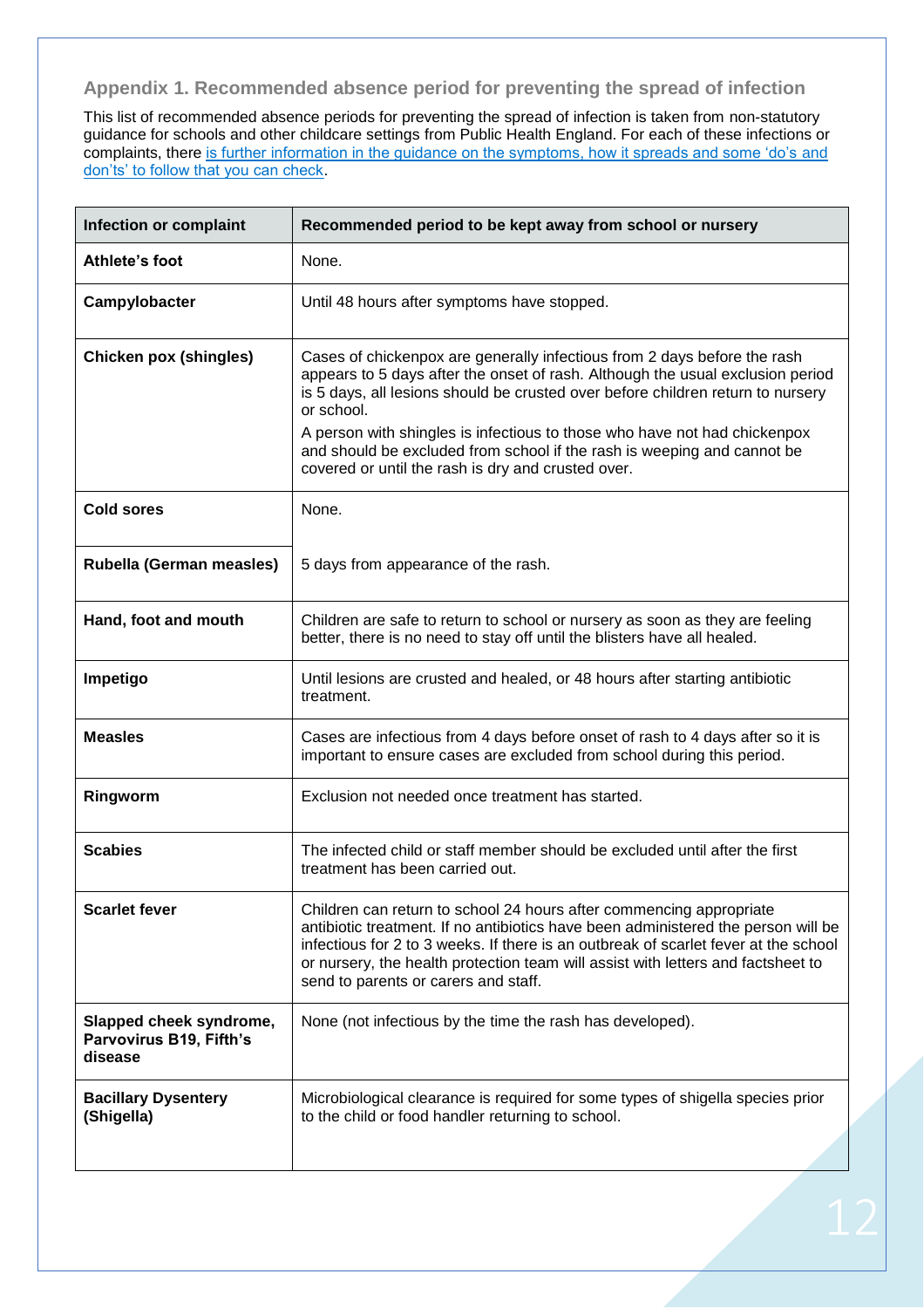## Appendix 1. Recommended absence period for preventing the spread of infection

This list of recommended absence periods for preventing the spread of infection is taken from non-statutory guidance for schools and other childcare settings from Public Health England. For each of these infections or complaints, there is further information in the guidance on the symptoms, how it spreads and some 'do's and don'ts' to follow that you can check.

| Infection or complaint | Recommended period to be kept away from school or nursery |
| --- | --- |
| **Athlete's foot** | None. |
| **Campylobacter** | Until 48 hours after symptoms have stopped. |
| **Chicken pox (shingles)** | Cases of chickenpox are generally infectious from 2 days before the rash appears to 5 days after the onset of rash. Although the usual exclusion period is 5 days, all lesions should be crusted over before children return to nursery or school.<br>A person with shingles is infectious to those who have not had chickenpox and should be excluded from school if the rash is weeping and cannot be covered or until the rash is dry and crusted over. |
| **Cold sores** | None. |
| **Rubella (German measles)** | 5 days from appearance of the rash. |
| **Hand, foot and mouth** | Children are safe to return to school or nursery as soon as they are feeling better, there is no need to stay off until the blisters have all healed. |
| **Impetigo** | Until lesions are crusted and healed, or 48 hours after starting antibiotic treatment. |
| **Measles** | Cases are infectious from 4 days before onset of rash to 4 days after so it is important to ensure cases are excluded from school during this period. |
| **Ringworm** | Exclusion not needed once treatment has started. |
| **Scabies** | The infected child or staff member should be excluded until after the first treatment has been carried out. |
| **Scarlet fever** | Children can return to school 24 hours after commencing appropriate antibiotic treatment. If no antibiotics have been administered the person will be infectious for 2 to 3 weeks. If there is an outbreak of scarlet fever at the school or nursery, the health protection team will assist with letters and factsheet to send to parents or carers and staff. |
| **Slapped cheek syndrome, Parvovirus B19, Fifth's disease** | None (not infectious by the time the rash has developed). |
| **Bacillary Dysentery (Shigella)** | Microbiological clearance is required for some types of shigella species prior to the child or food handler returning to school. |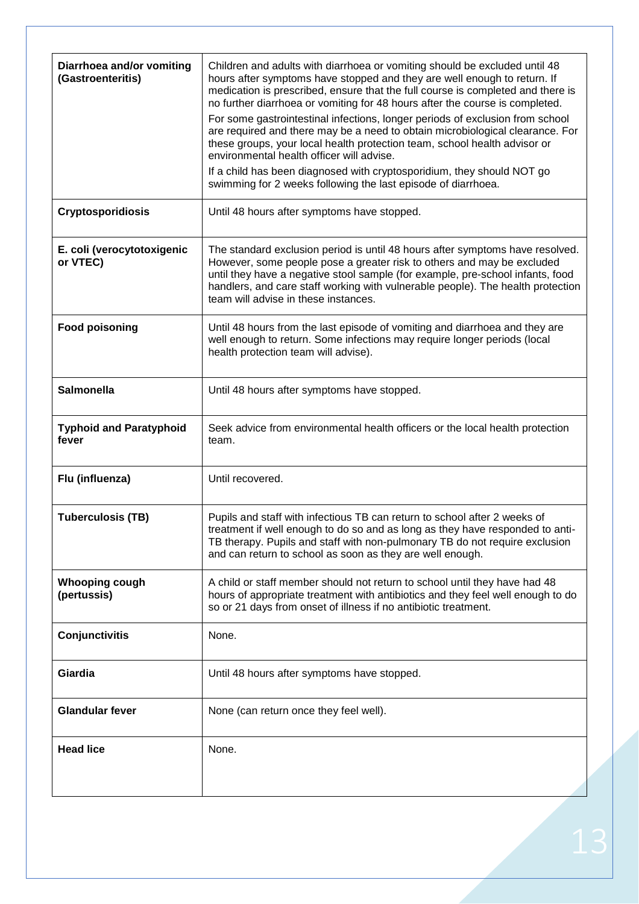| | |
|---|---|
| **Diarrhoea and/or vomiting (Gastroenteritis)** | Children and adults with diarrhoea or vomiting should be excluded until 48 hours after symptoms have stopped and they are well enough to return. If medication is prescribed, ensure that the full course is completed and there is no further diarrhoea or vomiting for 48 hours after the course is completed.<br>For some gastrointestinal infections, longer periods of exclusion from school are required and there may be a need to obtain microbiological clearance. For these groups, your local health protection team, school health advisor or environmental health officer will advise.<br>If a child has been diagnosed with cryptosporidium, they should NOT go swimming for 2 weeks following the last episode of diarrhoea. |
| **Cryptosporidiosis** | Until 48 hours after symptoms have stopped. |
| **E. coli (verocytotoxigenic or VTEC)** | The standard exclusion period is until 48 hours after symptoms have resolved. However, some people pose a greater risk to others and may be excluded until they have a negative stool sample (for example, pre-school infants, food handlers, and care staff working with vulnerable people). The health protection team will advise in these instances. |
| **Food poisoning** | Until 48 hours from the last episode of vomiting and diarrhoea and they are well enough to return. Some infections may require longer periods (local health protection team will advise). |
| **Salmonella** | Until 48 hours after symptoms have stopped. |
| **Typhoid and Paratyphoid fever** | Seek advice from environmental health officers or the local health protection team. |
| **Flu (influenza)** | Until recovered. |
| **Tuberculosis (TB)** | Pupils and staff with infectious TB can return to school after 2 weeks of treatment if well enough to do so and as long as they have responded to anti-TB therapy. Pupils and staff with non-pulmonary TB do not require exclusion and can return to school as soon as they are well enough. |
| **Whooping cough (pertussis)** | A child or staff member should not return to school until they have had 48 hours of appropriate treatment with antibiotics and they feel well enough to do so or 21 days from onset of illness if no antibiotic treatment. |
| **Conjunctivitis** | None. |
| **Giardia** | Until 48 hours after symptoms have stopped. |
| **Glandular fever** | None (can return once they feel well). |
| **Head lice** | None. |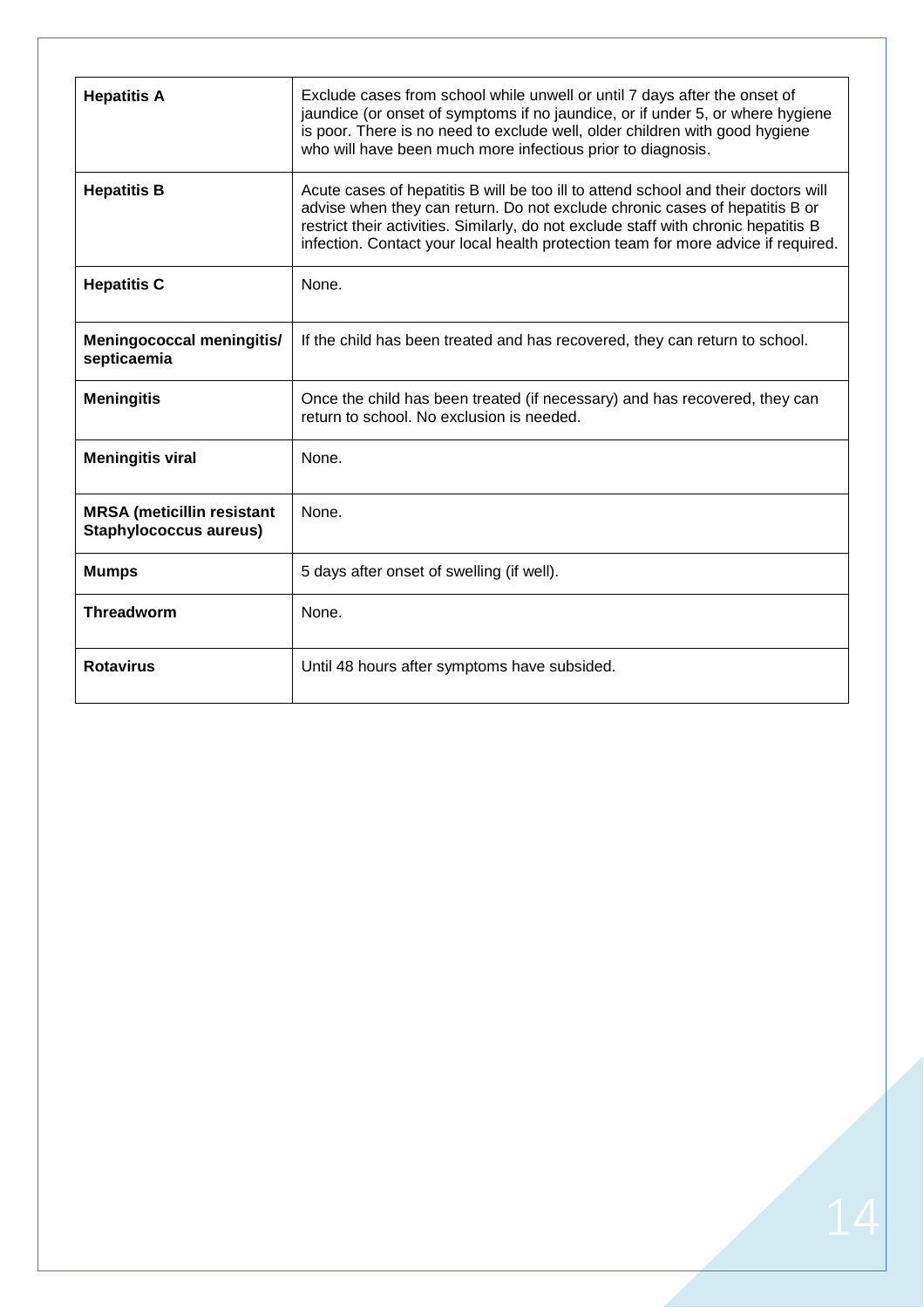| | |
|---|---|
| **Hepatitis A** | Exclude cases from school while unwell or until 7 days after the onset of jaundice (or onset of symptoms if no jaundice, or if under 5, or where hygiene is poor. There is no need to exclude well, older children with good hygiene who will have been much more infectious prior to diagnosis. |
| **Hepatitis B** | Acute cases of hepatitis B will be too ill to attend school and their doctors will advise when they can return. Do not exclude chronic cases of hepatitis B or restrict their activities. Similarly, do not exclude staff with chronic hepatitis B infection. Contact your local health protection team for more advice if required. |
| **Hepatitis C** | None. |
| **Meningococcal meningitis/ septicaemia** | If the child has been treated and has recovered, they can return to school. |
| **Meningitis** | Once the child has been treated (if necessary) and has recovered, they can return to school. No exclusion is needed. |
| **Meningitis viral** | None. |
| **MRSA (meticillin resistant Staphylococcus aureus)** | None. |
| **Mumps** | 5 days after onset of swelling (if well). |
| **Threadworm** | None. |
| **Rotavirus** | Until 48 hours after symptoms have subsided. |